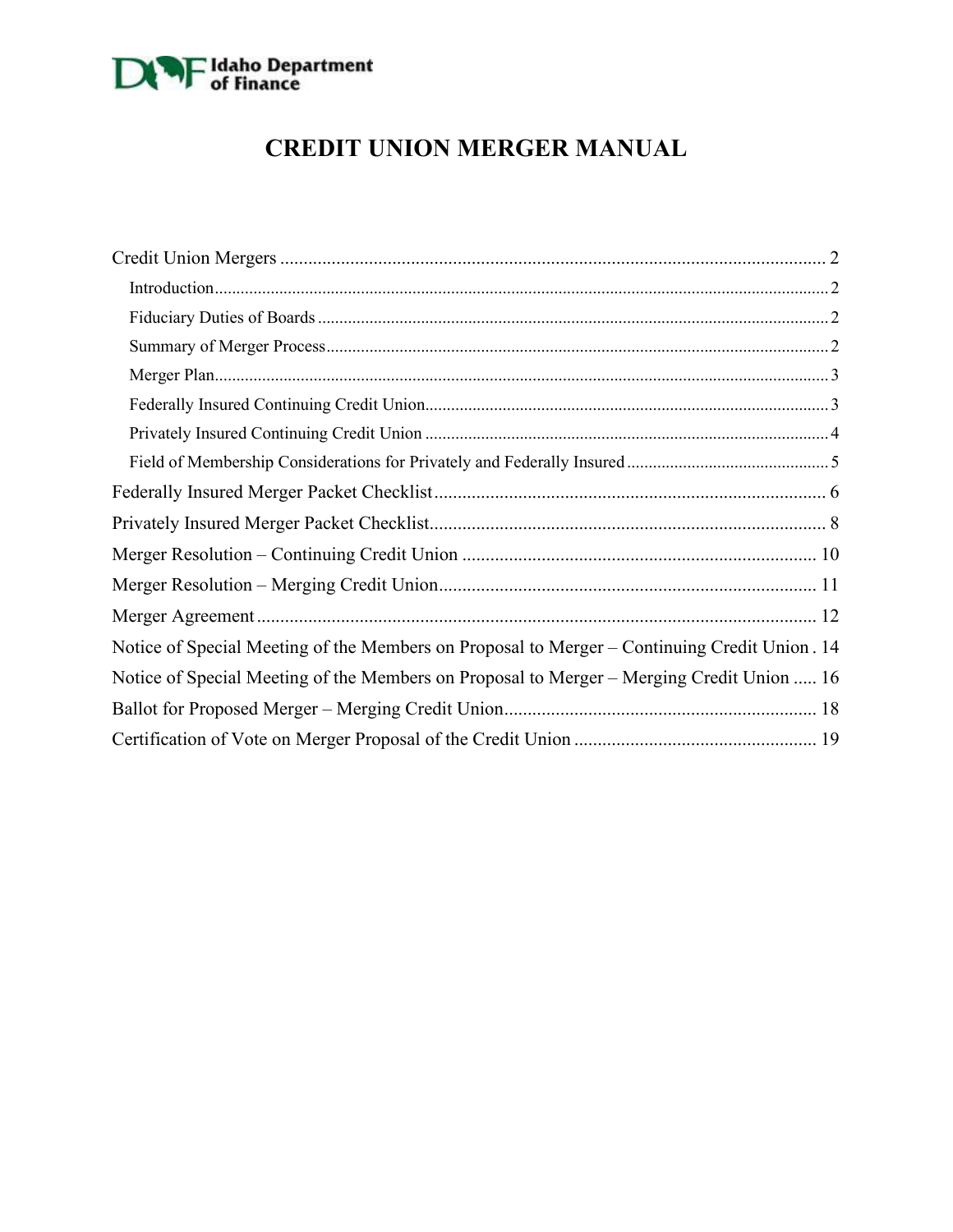Idaho Department of Finance

# CREDIT UNION MERGER MANUAL

- Credit Union Mergers ..... 2
  - Introduction ..... 2
  - Fiduciary Duties of Boards ..... 2
  - Summary of Merger Process ..... 2
  - Merger Plan ..... 3
  - Federally Insured Continuing Credit Union ..... 3
  - Privately Insured Continuing Credit Union ..... 4
  - Field of Membership Considerations for Privately and Federally Insured ..... 5
- Federally Insured Merger Packet Checklist ..... 6
- Privately Insured Merger Packet Checklist ..... 8
- Merger Resolution – Continuing Credit Union ..... 10
- Merger Resolution – Merging Credit Union ..... 11
- Merger Agreement ..... 12
- Notice of Special Meeting of the Members on Proposal to Merger – Continuing Credit Union ..... 14
- Notice of Special Meeting of the Members on Proposal to Merger – Merging Credit Union ..... 16
- Ballot for Proposed Merger – Merging Credit Union ..... 18
- Certification of Vote on Merger Proposal of the Credit Union ..... 19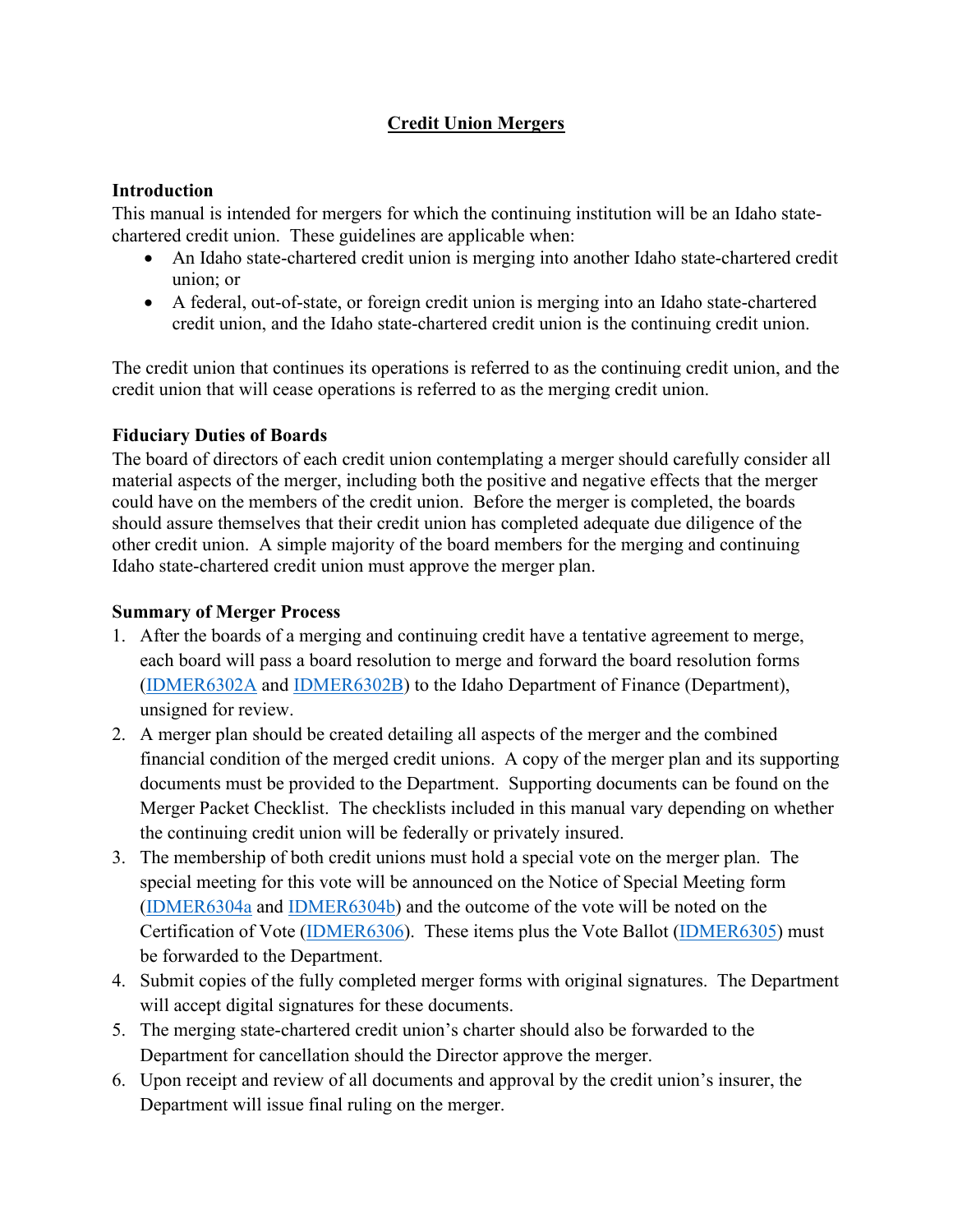# Credit Union Mergers

## Introduction

This manual is intended for mergers for which the continuing institution will be an Idaho state-chartered credit union. These guidelines are applicable when:

- An Idaho state-chartered credit union is merging into another Idaho state-chartered credit union; or
- A federal, out-of-state, or foreign credit union is merging into an Idaho state-chartered credit union, and the Idaho state-chartered credit union is the continuing credit union.

The credit union that continues its operations is referred to as the continuing credit union, and the credit union that will cease operations is referred to as the merging credit union.

## Fiduciary Duties of Boards

The board of directors of each credit union contemplating a merger should carefully consider all material aspects of the merger, including both the positive and negative effects that the merger could have on the members of the credit union. Before the merger is completed, the boards should assure themselves that their credit union has completed adequate due diligence of the other credit union. A simple majority of the board members for the merging and continuing Idaho state-chartered credit union must approve the merger plan.

## Summary of Merger Process

1. After the boards of a merging and continuing credit have a tentative agreement to merge, each board will pass a board resolution to merge and forward the board resolution forms (IDMER6302A and IDMER6302B) to the Idaho Department of Finance (Department), unsigned for review.
2. A merger plan should be created detailing all aspects of the merger and the combined financial condition of the merged credit unions. A copy of the merger plan and its supporting documents must be provided to the Department. Supporting documents can be found on the Merger Packet Checklist. The checklists included in this manual vary depending on whether the continuing credit union will be federally or privately insured.
3. The membership of both credit unions must hold a special vote on the merger plan. The special meeting for this vote will be announced on the Notice of Special Meeting form (IDMER6304a and IDMER6304b) and the outcome of the vote will be noted on the Certification of Vote (IDMER6306). These items plus the Vote Ballot (IDMER6305) must be forwarded to the Department.
4. Submit copies of the fully completed merger forms with original signatures. The Department will accept digital signatures for these documents.
5. The merging state-chartered credit union's charter should also be forwarded to the Department for cancellation should the Director approve the merger.
6. Upon receipt and review of all documents and approval by the credit union's insurer, the Department will issue final ruling on the merger.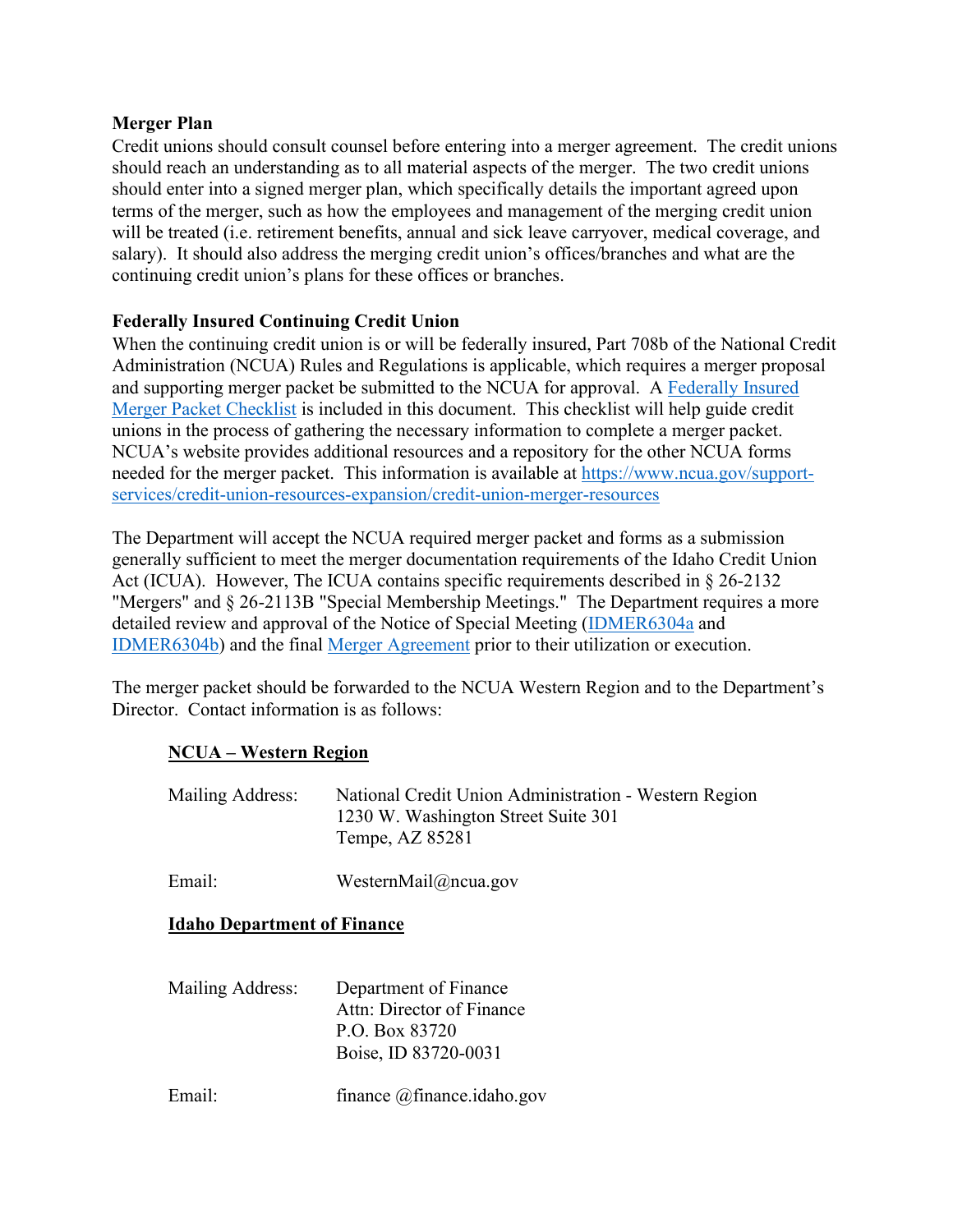**Merger Plan**

Credit unions should consult counsel before entering into a merger agreement. The credit unions should reach an understanding as to all material aspects of the merger. The two credit unions should enter into a signed merger plan, which specifically details the important agreed upon terms of the merger, such as how the employees and management of the merging credit union will be treated (i.e. retirement benefits, annual and sick leave carryover, medical coverage, and salary). It should also address the merging credit union's offices/branches and what are the continuing credit union's plans for these offices or branches.

**Federally Insured Continuing Credit Union**

When the continuing credit union is or will be federally insured, Part 708b of the National Credit Administration (NCUA) Rules and Regulations is applicable, which requires a merger proposal and supporting merger packet be submitted to the NCUA for approval. A Federally Insured Merger Packet Checklist is included in this document. This checklist will help guide credit unions in the process of gathering the necessary information to complete a merger packet. NCUA's website provides additional resources and a repository for the other NCUA forms needed for the merger packet. This information is available at https://www.ncua.gov/support-services/credit-union-resources-expansion/credit-union-merger-resources

The Department will accept the NCUA required merger packet and forms as a submission generally sufficient to meet the merger documentation requirements of the Idaho Credit Union Act (ICUA). However, The ICUA contains specific requirements described in § 26-2132 "Mergers" and § 26-2113B "Special Membership Meetings." The Department requires a more detailed review and approval of the Notice of Special Meeting (IDMER6304a and IDMER6304b) and the final Merger Agreement prior to their utilization or execution.

The merger packet should be forwarded to the NCUA Western Region and to the Department's Director. Contact information is as follows:

**NCUA – Western Region**

Mailing Address: National Credit Union Administration - Western Region
1230 W. Washington Street Suite 301
Tempe, AZ 85281

Email: WesternMail@ncua.gov

**Idaho Department of Finance**

Mailing Address: Department of Finance
Attn: Director of Finance
P.O. Box 83720
Boise, ID 83720-0031

Email: finance @finance.idaho.gov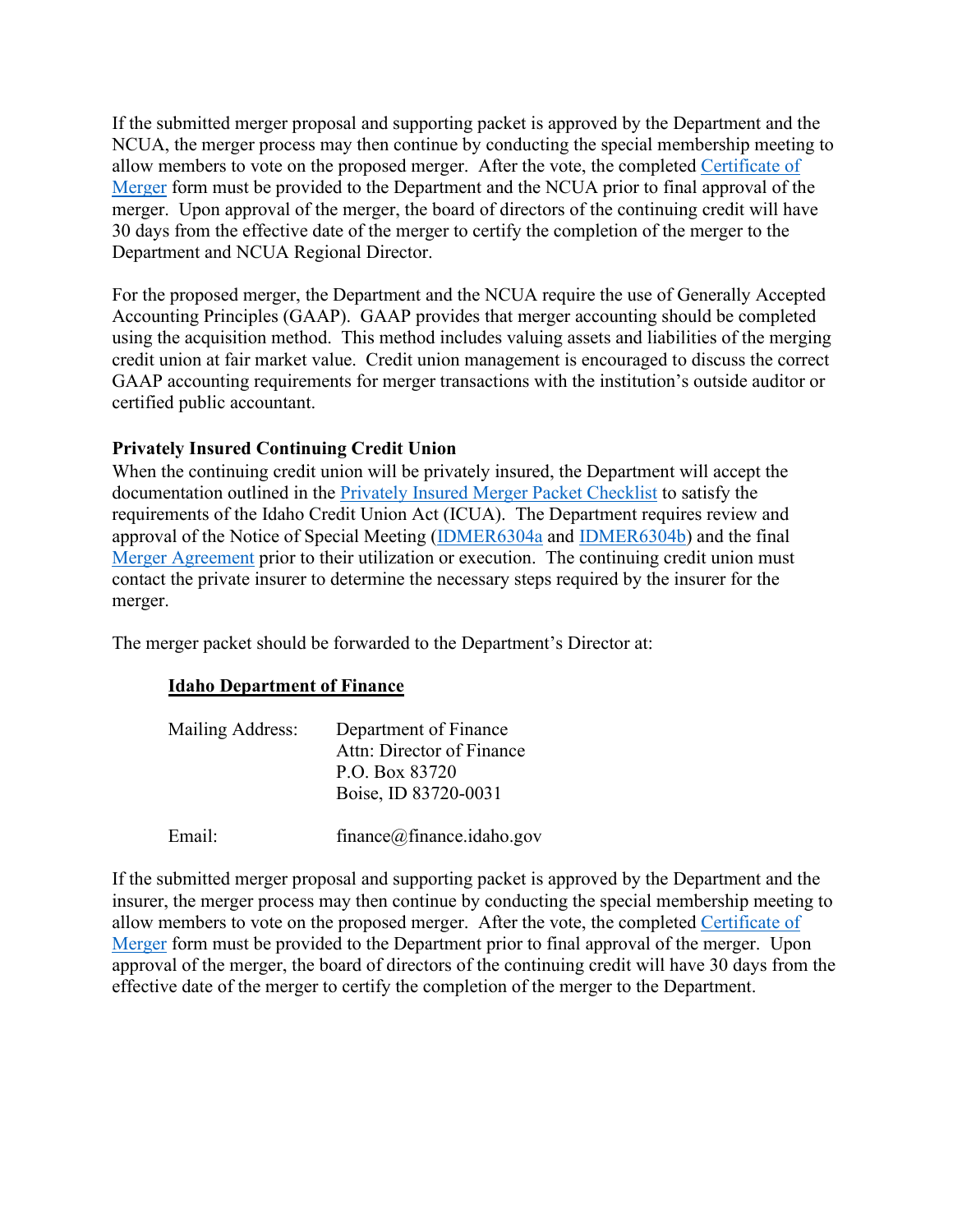If the submitted merger proposal and supporting packet is approved by the Department and the NCUA, the merger process may then continue by conducting the special membership meeting to allow members to vote on the proposed merger. After the vote, the completed Certificate of Merger form must be provided to the Department and the NCUA prior to final approval of the merger. Upon approval of the merger, the board of directors of the continuing credit will have 30 days from the effective date of the merger to certify the completion of the merger to the Department and NCUA Regional Director.

For the proposed merger, the Department and the NCUA require the use of Generally Accepted Accounting Principles (GAAP). GAAP provides that merger accounting should be completed using the acquisition method. This method includes valuing assets and liabilities of the merging credit union at fair market value. Credit union management is encouraged to discuss the correct GAAP accounting requirements for merger transactions with the institution's outside auditor or certified public accountant.

**Privately Insured Continuing Credit Union**

When the continuing credit union will be privately insured, the Department will accept the documentation outlined in the Privately Insured Merger Packet Checklist to satisfy the requirements of the Idaho Credit Union Act (ICUA). The Department requires review and approval of the Notice of Special Meeting (IDMER6304a and IDMER6304b) and the final Merger Agreement prior to their utilization or execution. The continuing credit union must contact the private insurer to determine the necessary steps required by the insurer for the merger.

The merger packet should be forwarded to the Department's Director at:

**Idaho Department of Finance**

Mailing Address: Department of Finance
Attn: Director of Finance
P.O. Box 83720
Boise, ID 83720-0031

Email: finance@finance.idaho.gov

If the submitted merger proposal and supporting packet is approved by the Department and the insurer, the merger process may then continue by conducting the special membership meeting to allow members to vote on the proposed merger. After the vote, the completed Certificate of Merger form must be provided to the Department prior to final approval of the merger. Upon approval of the merger, the board of directors of the continuing credit will have 30 days from the effective date of the merger to certify the completion of the merger to the Department.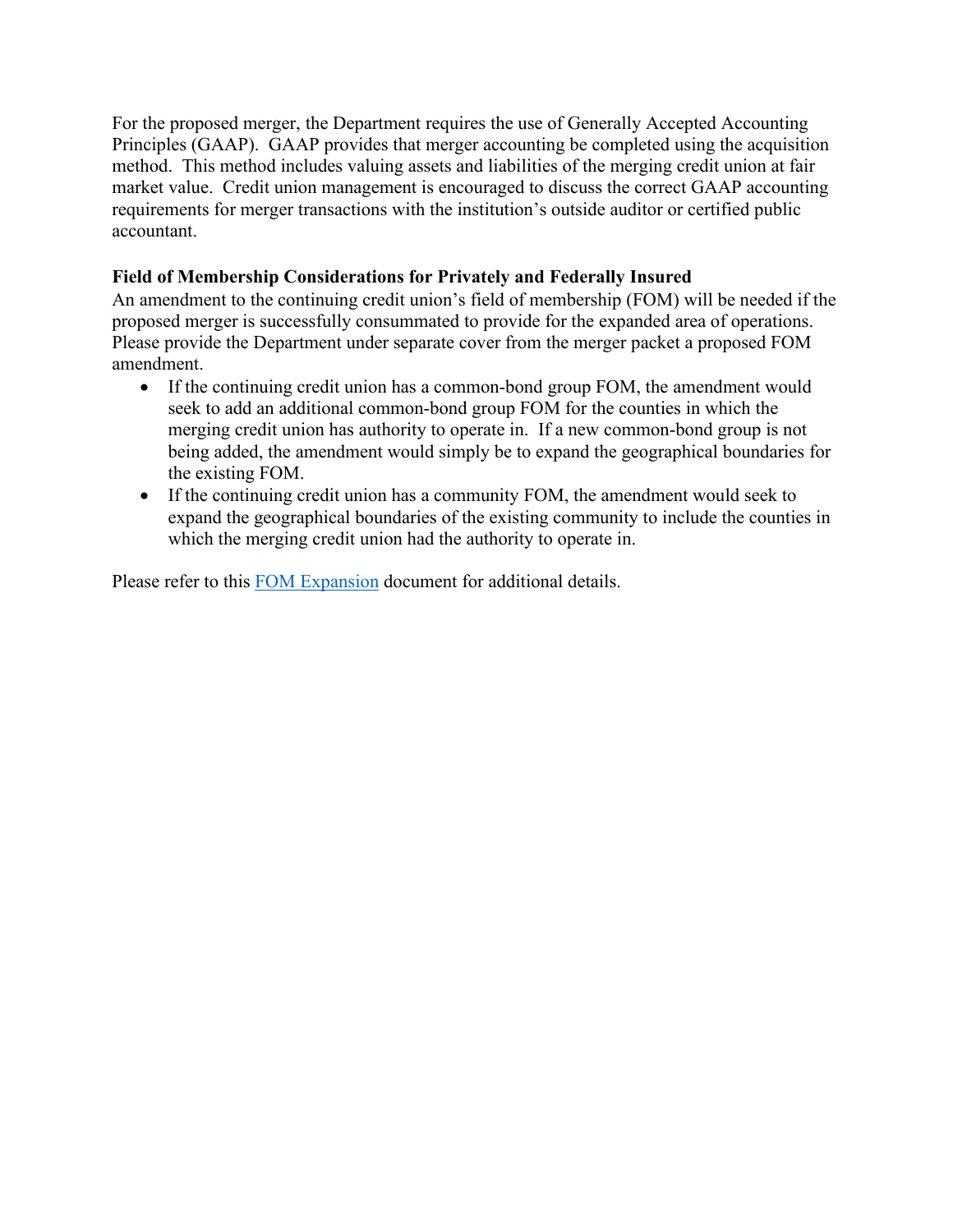For the proposed merger, the Department requires the use of Generally Accepted Accounting Principles (GAAP). GAAP provides that merger accounting be completed using the acquisition method. This method includes valuing assets and liabilities of the merging credit union at fair market value. Credit union management is encouraged to discuss the correct GAAP accounting requirements for merger transactions with the institution's outside auditor or certified public accountant.

**Field of Membership Considerations for Privately and Federally Insured**

An amendment to the continuing credit union's field of membership (FOM) will be needed if the proposed merger is successfully consummated to provide for the expanded area of operations. Please provide the Department under separate cover from the merger packet a proposed FOM amendment.

- If the continuing credit union has a common-bond group FOM, the amendment would seek to add an additional common-bond group FOM for the counties in which the merging credit union has authority to operate in. If a new common-bond group is not being added, the amendment would simply be to expand the geographical boundaries for the existing FOM.
- If the continuing credit union has a community FOM, the amendment would seek to expand the geographical boundaries of the existing community to include the counties in which the merging credit union had the authority to operate in.

Please refer to this FOM Expansion document for additional details.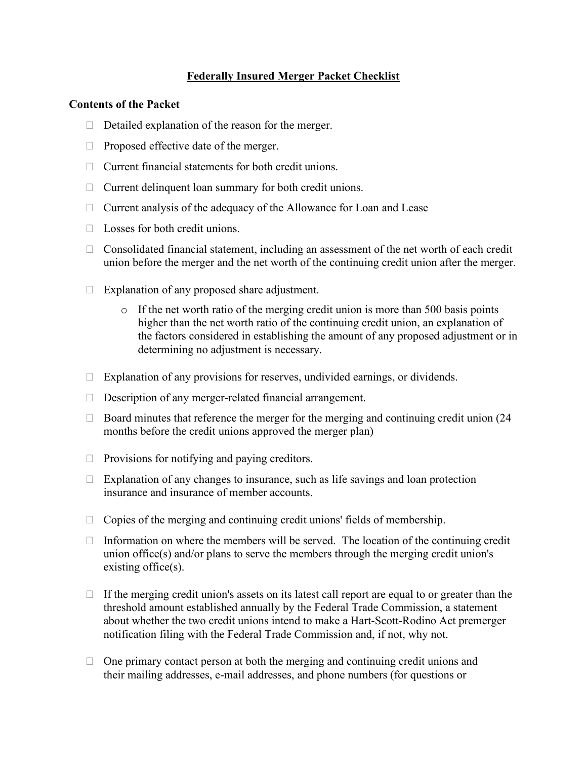## Federally Insured Merger Packet Checklist

### Contents of the Packet

- Detailed explanation of the reason for the merger.
- Proposed effective date of the merger.
- Current financial statements for both credit unions.
- Current delinquent loan summary for both credit unions.
- Current analysis of the adequacy of the Allowance for Loan and Lease
- Losses for both credit unions.
- Consolidated financial statement, including an assessment of the net worth of each credit union before the merger and the net worth of the continuing credit union after the merger.
- Explanation of any proposed share adjustment.
    - If the net worth ratio of the merging credit union is more than 500 basis points higher than the net worth ratio of the continuing credit union, an explanation of the factors considered in establishing the amount of any proposed adjustment or in determining no adjustment is necessary.
- Explanation of any provisions for reserves, undivided earnings, or dividends.
- Description of any merger-related financial arrangement.
- Board minutes that reference the merger for the merging and continuing credit union (24 months before the credit unions approved the merger plan)
- Provisions for notifying and paying creditors.
- Explanation of any changes to insurance, such as life savings and loan protection insurance and insurance of member accounts.
- Copies of the merging and continuing credit unions' fields of membership.
- Information on where the members will be served. The location of the continuing credit union office(s) and/or plans to serve the members through the merging credit union's existing office(s).
- If the merging credit union's assets on its latest call report are equal to or greater than the threshold amount established annually by the Federal Trade Commission, a statement about whether the two credit unions intend to make a Hart-Scott-Rodino Act premerger notification filing with the Federal Trade Commission and, if not, why not.
- One primary contact person at both the merging and continuing credit unions and their mailing addresses, e-mail addresses, and phone numbers (for questions or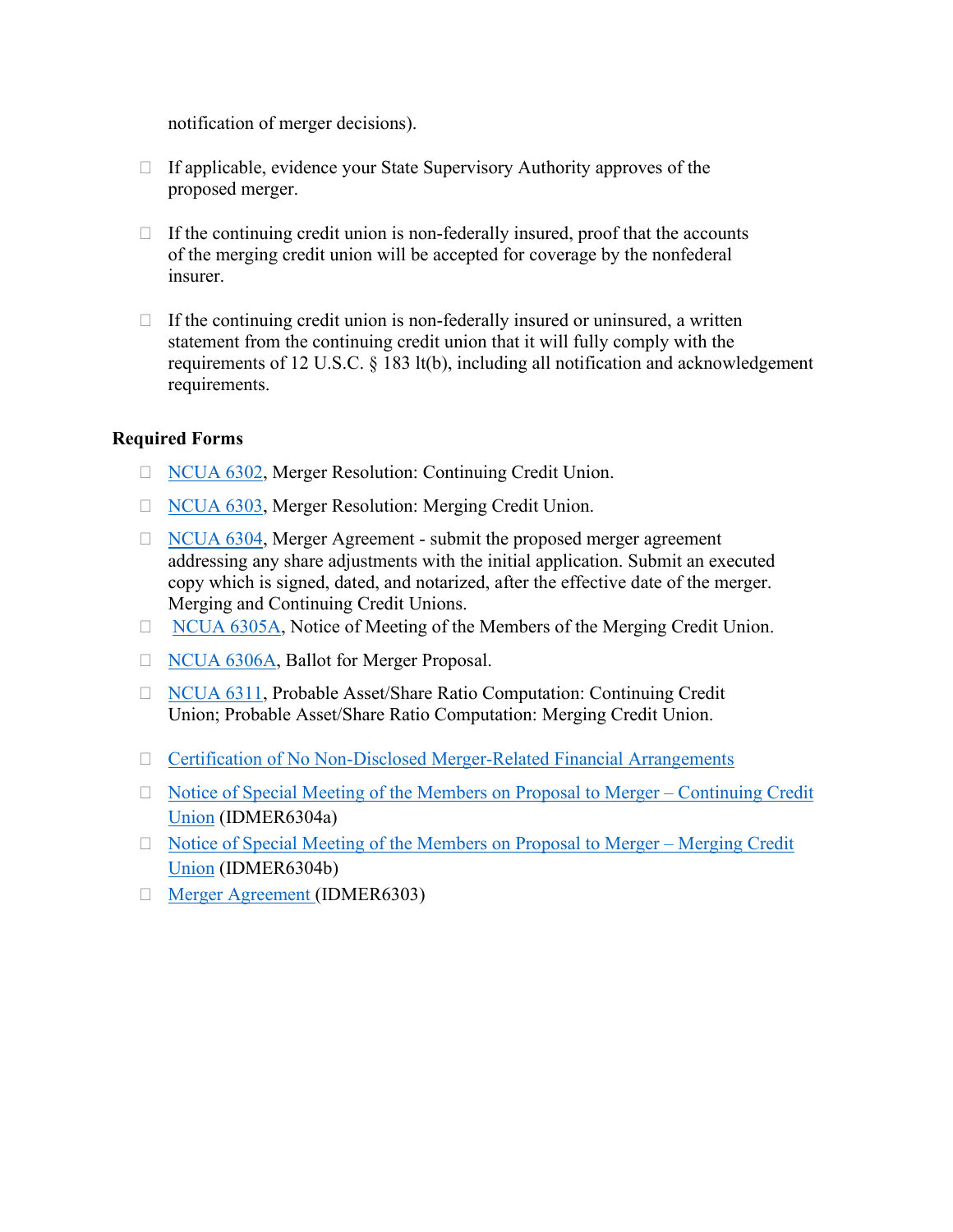notification of merger decisions).

- ☐ If applicable, evidence your State Supervisory Authority approves of the proposed merger.

- ☐ If the continuing credit union is non-federally insured, proof that the accounts of the merging credit union will be accepted for coverage by the nonfederal insurer.

- ☐ If the continuing credit union is non-federally insured or uninsured, a written statement from the continuing credit union that it will fully comply with the requirements of 12 U.S.C. § 183 lt(b), including all notification and acknowledgement requirements.

**Required Forms**

- ☐ NCUA 6302, Merger Resolution: Continuing Credit Union.
- ☐ NCUA 6303, Merger Resolution: Merging Credit Union.
- ☐ NCUA 6304, Merger Agreement - submit the proposed merger agreement addressing any share adjustments with the initial application. Submit an executed copy which is signed, dated, and notarized, after the effective date of the merger. Merging and Continuing Credit Unions.
- ☐ NCUA 6305A, Notice of Meeting of the Members of the Merging Credit Union.
- ☐ NCUA 6306A, Ballot for Merger Proposal.
- ☐ NCUA 6311, Probable Asset/Share Ratio Computation: Continuing Credit Union; Probable Asset/Share Ratio Computation: Merging Credit Union.
- ☐ Certification of No Non-Disclosed Merger-Related Financial Arrangements
- ☐ Notice of Special Meeting of the Members on Proposal to Merger – Continuing Credit Union (IDMER6304a)
- ☐ Notice of Special Meeting of the Members on Proposal to Merger – Merging Credit Union (IDMER6304b)
- ☐ Merger Agreement (IDMER6303)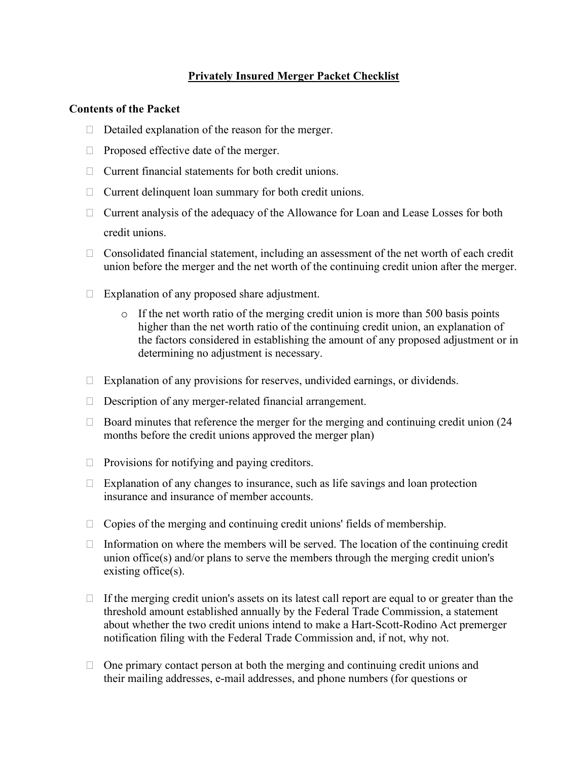## Privately Insured Merger Packet Checklist

**Contents of the Packet**

- Detailed explanation of the reason for the merger.
- Proposed effective date of the merger.
- Current financial statements for both credit unions.
- Current delinquent loan summary for both credit unions.
- Current analysis of the adequacy of the Allowance for Loan and Lease Losses for both credit unions.
- Consolidated financial statement, including an assessment of the net worth of each credit union before the merger and the net worth of the continuing credit union after the merger.
- Explanation of any proposed share adjustment.
    - If the net worth ratio of the merging credit union is more than 500 basis points higher than the net worth ratio of the continuing credit union, an explanation of the factors considered in establishing the amount of any proposed adjustment or in determining no adjustment is necessary.
- Explanation of any provisions for reserves, undivided earnings, or dividends.
- Description of any merger-related financial arrangement.
- Board minutes that reference the merger for the merging and continuing credit union (24 months before the credit unions approved the merger plan)
- Provisions for notifying and paying creditors.
- Explanation of any changes to insurance, such as life savings and loan protection insurance and insurance of member accounts.
- Copies of the merging and continuing credit unions' fields of membership.
- Information on where the members will be served. The location of the continuing credit union office(s) and/or plans to serve the members through the merging credit union's existing office(s).
- If the merging credit union's assets on its latest call report are equal to or greater than the threshold amount established annually by the Federal Trade Commission, a statement about whether the two credit unions intend to make a Hart-Scott-Rodino Act premerger notification filing with the Federal Trade Commission and, if not, why not.
- One primary contact person at both the merging and continuing credit unions and their mailing addresses, e-mail addresses, and phone numbers (for questions or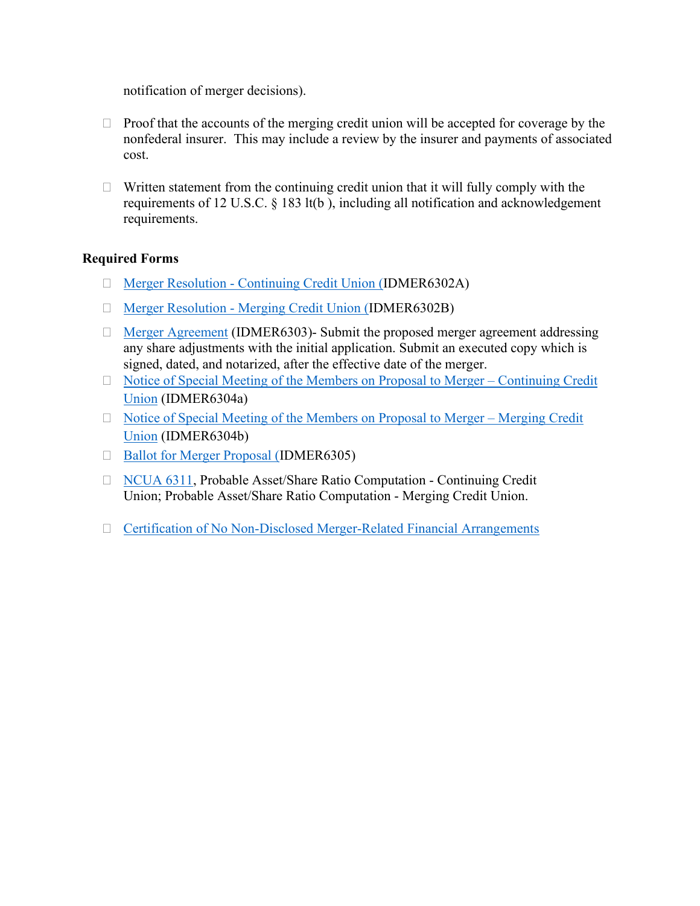notification of merger decisions).

- Proof that the accounts of the merging credit union will be accepted for coverage by the nonfederal insurer. This may include a review by the insurer and payments of associated cost.

- Written statement from the continuing credit union that it will fully comply with the requirements of 12 U.S.C. § 183 lt(b ), including all notification and acknowledgement requirements.

**Required Forms**

- Merger Resolution - Continuing Credit Union (IDMER6302A)
- Merger Resolution - Merging Credit Union (IDMER6302B)
- Merger Agreement (IDMER6303)- Submit the proposed merger agreement addressing any share adjustments with the initial application. Submit an executed copy which is signed, dated, and notarized, after the effective date of the merger.
- Notice of Special Meeting of the Members on Proposal to Merger – Continuing Credit Union (IDMER6304a)
- Notice of Special Meeting of the Members on Proposal to Merger – Merging Credit Union (IDMER6304b)
- Ballot for Merger Proposal (IDMER6305)
- NCUA 6311, Probable Asset/Share Ratio Computation - Continuing Credit Union; Probable Asset/Share Ratio Computation - Merging Credit Union.
- Certification of No Non-Disclosed Merger-Related Financial Arrangements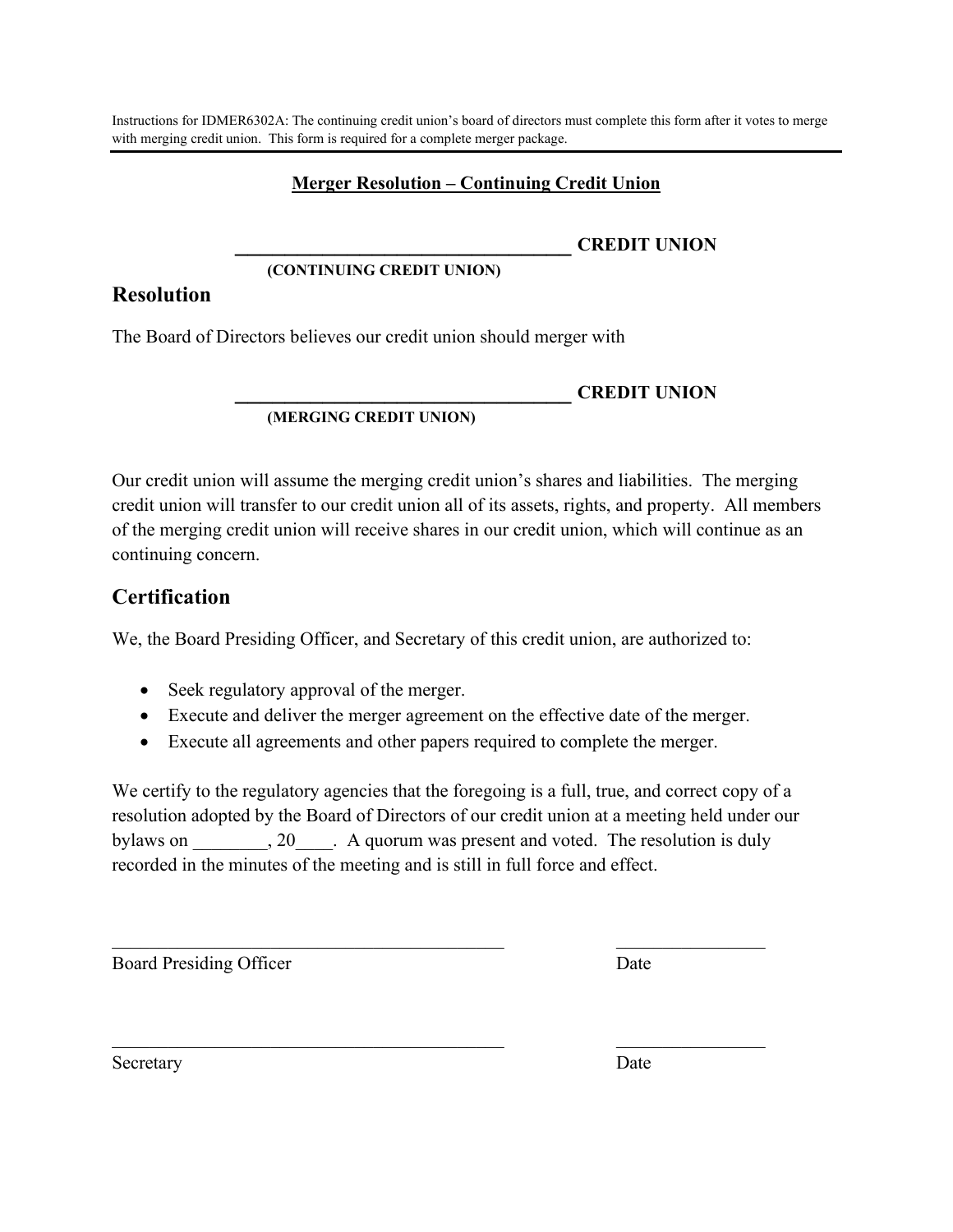Instructions for IDMER6302A: The continuing credit union's board of directors must complete this form after it votes to merge with merging credit union. This form is required for a complete merger package.

---

**Merger Resolution – Continuing Credit Union**

**\_\_\_\_\_\_\_\_\_\_\_\_\_\_\_\_\_\_\_\_\_\_\_\_\_\_\_\_\_\_\_\_\_\_\_\_ CREDIT UNION**
**(CONTINUING CREDIT UNION)**

## Resolution

The Board of Directors believes our credit union should merger with

**\_\_\_\_\_\_\_\_\_\_\_\_\_\_\_\_\_\_\_\_\_\_\_\_\_\_\_\_\_\_\_\_\_\_\_\_ CREDIT UNION**
**(MERGING CREDIT UNION)**

Our credit union will assume the merging credit union's shares and liabilities. The merging credit union will transfer to our credit union all of its assets, rights, and property. All members of the merging credit union will receive shares in our credit union, which will continue as an continuing concern.

## Certification

We, the Board Presiding Officer, and Secretary of this credit union, are authorized to:

- Seek regulatory approval of the merger.
- Execute and deliver the merger agreement on the effective date of the merger.
- Execute all agreements and other papers required to complete the merger.

We certify to the regulatory agencies that the foregoing is a full, true, and correct copy of a resolution adopted by the Board of Directors of our credit union at a meeting held under our bylaws on \_\_\_\_\_\_\_\_, 20\_\_\_\_. A quorum was present and voted. The resolution is duly recorded in the minutes of the meeting and is still in full force and effect.

\_\_\_\_\_\_\_\_\_\_\_\_\_\_\_\_\_\_\_\_\_\_\_\_\_\_\_\_\_\_\_\_\_\_\_\_\_\_\_\_\_\_\_\_ \_\_\_\_\_\_\_\_\_\_\_\_\_\_\_\_
Board Presiding Officer Date

\_\_\_\_\_\_\_\_\_\_\_\_\_\_\_\_\_\_\_\_\_\_\_\_\_\_\_\_\_\_\_\_\_\_\_\_\_\_\_\_\_\_\_\_ \_\_\_\_\_\_\_\_\_\_\_\_\_\_\_\_
Secretary Date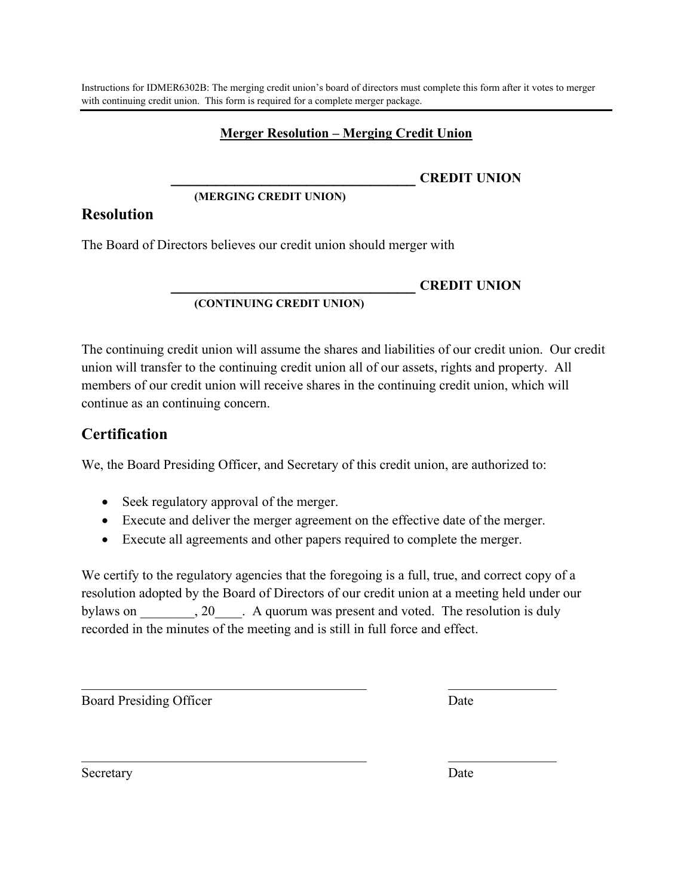Instructions for IDMER6302B: The merging credit union's board of directors must complete this form after it votes to merger with continuing credit union. This form is required for a complete merger package.

---

**Merger Resolution – Merging Credit Union**

___________________________________ **CREDIT UNION**
**(MERGING CREDIT UNION)**

## Resolution

The Board of Directors believes our credit union should merger with

___________________________________ **CREDIT UNION**
**(CONTINUING CREDIT UNION)**

The continuing credit union will assume the shares and liabilities of our credit union. Our credit union will transfer to the continuing credit union all of our assets, rights and property. All members of our credit union will receive shares in the continuing credit union, which will continue as an continuing concern.

## Certification

We, the Board Presiding Officer, and Secretary of this credit union, are authorized to:

- Seek regulatory approval of the merger.
- Execute and deliver the merger agreement on the effective date of the merger.
- Execute all agreements and other papers required to complete the merger.

We certify to the regulatory agencies that the foregoing is a full, true, and correct copy of a resolution adopted by the Board of Directors of our credit union at a meeting held under our bylaws on ________, 20____. A quorum was present and voted. The resolution is duly recorded in the minutes of the meeting and is still in full force and effect.

___________________________________________ ________________
Board Presiding Officer Date

___________________________________________ ________________
Secretary Date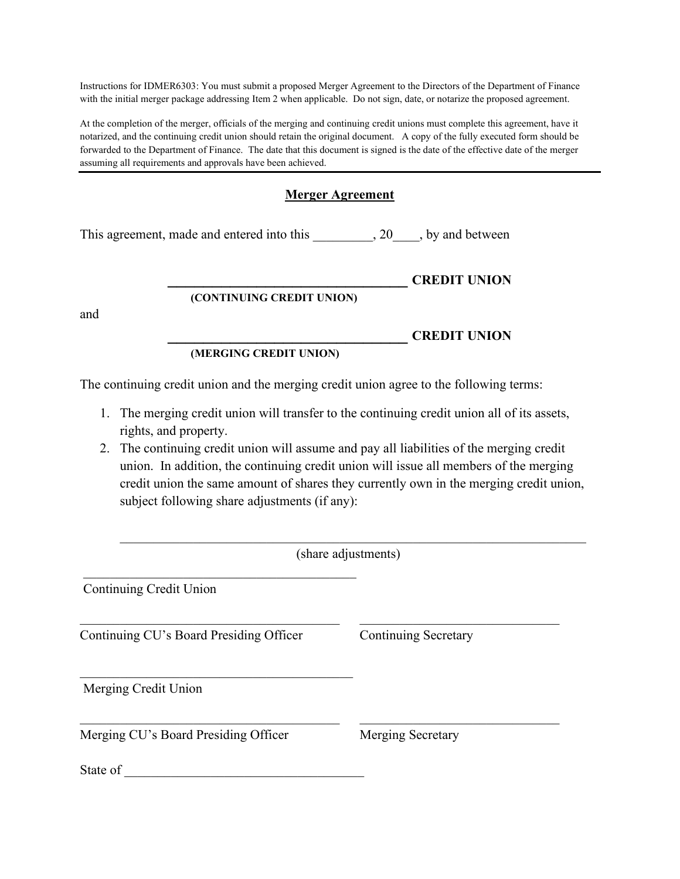Instructions for IDMER6303: You must submit a proposed Merger Agreement to the Directors of the Department of Finance with the initial merger package addressing Item 2 when applicable. Do not sign, date, or notarize the proposed agreement.

At the completion of the merger, officials of the merging and continuing credit unions must complete this agreement, have it notarized, and the continuing credit union should retain the original document. A copy of the fully executed form should be forwarded to the Department of Finance. The date that this document is signed is the date of the effective date of the merger assuming all requirements and approvals have been achieved.

---

## Merger Agreement

This agreement, made and entered into this _________, 20____, by and between

**___________________________________ CREDIT UNION**
**(CONTINUING CREDIT UNION)**

and

**___________________________________ CREDIT UNION**
**(MERGING CREDIT UNION)**

The continuing credit union and the merging credit union agree to the following terms:

1. The merging credit union will transfer to the continuing credit union all of its assets, rights, and property.
2. The continuing credit union will assume and pay all liabilities of the merging credit union. In addition, the continuing credit union will issue all members of the merging credit union the same amount of shares they currently own in the merging credit union, subject following share adjustments (if any):

   ______________________________________________________________________
   (share adjustments)

________________________________________
Continuing Credit Union

________________________________________ ______________________________
Continuing CU's Board Presiding Officer Continuing Secretary

________________________________________
Merging Credit Union

________________________________________ ______________________________
Merging CU's Board Presiding Officer Merging Secretary

State of ___________________________________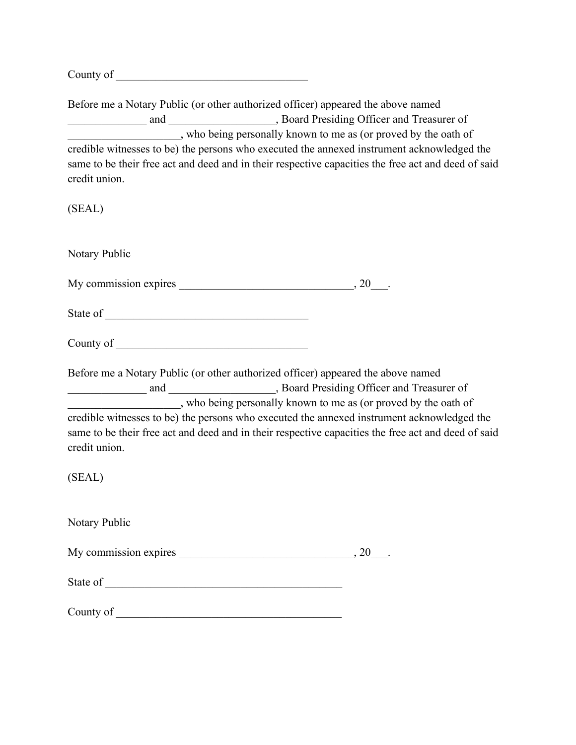County of ___________________________________

Before me a Notary Public (or other authorized officer) appeared the above named ______________ and ___________________, Board Presiding Officer and Treasurer of ____________________, who being personally known to me as (or proved by the oath of credible witnesses to be) the persons who executed the annexed instrument acknowledged the same to be their free act and deed and in their respective capacities the free act and deed of said credit union.

(SEAL)

Notary Public

My commission expires _______________________________, 20___.

State of _____________________________________

County of ___________________________________

Before me a Notary Public (or other authorized officer) appeared the above named ______________ and ___________________, Board Presiding Officer and Treasurer of ____________________, who being personally known to me as (or proved by the oath of credible witnesses to be) the persons who executed the annexed instrument acknowledged the same to be their free act and deed and in their respective capacities the free act and deed of said credit union.

(SEAL)

Notary Public

My commission expires _______________________________, 20___.

State of ___________________________________________

County of _________________________________________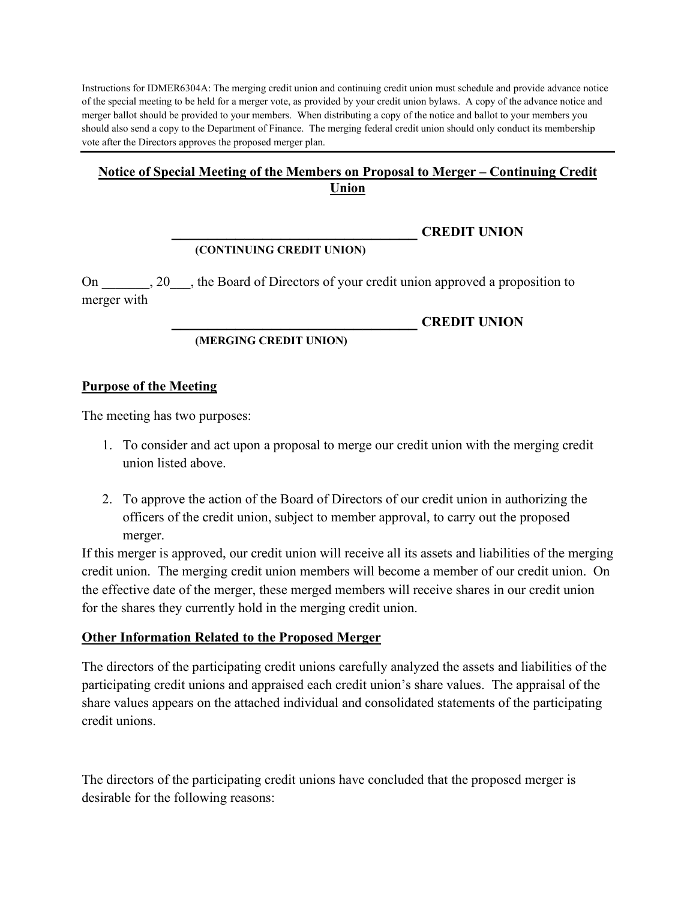Instructions for IDMER6304A: The merging credit union and continuing credit union must schedule and provide advance notice of the special meeting to be held for a merger vote, as provided by your credit union bylaws. A copy of the advance notice and merger ballot should be provided to your members. When distributing a copy of the notice and ballot to your members you should also send a copy to the Department of Finance. The merging federal credit union should only conduct its membership vote after the Directors approves the proposed merger plan.

---

## **Notice of Special Meeting of the Members on Proposal to Merger – Continuing Credit Union**

**___________________________________ CREDIT UNION**
**(CONTINUING CREDIT UNION)**

On _______, 20___, the Board of Directors of your credit union approved a proposition to merger with

**___________________________________ CREDIT UNION**
**(MERGING CREDIT UNION)**

### **Purpose of the Meeting**

The meeting has two purposes:

1. To consider and act upon a proposal to merge our credit union with the merging credit union listed above.

2. To approve the action of the Board of Directors of our credit union in authorizing the officers of the credit union, subject to member approval, to carry out the proposed merger.

If this merger is approved, our credit union will receive all its assets and liabilities of the merging credit union. The merging credit union members will become a member of our credit union. On the effective date of the merger, these merged members will receive shares in our credit union for the shares they currently hold in the merging credit union.

### **Other Information Related to the Proposed Merger**

The directors of the participating credit unions carefully analyzed the assets and liabilities of the participating credit unions and appraised each credit union's share values. The appraisal of the share values appears on the attached individual and consolidated statements of the participating credit unions.

The directors of the participating credit unions have concluded that the proposed merger is desirable for the following reasons: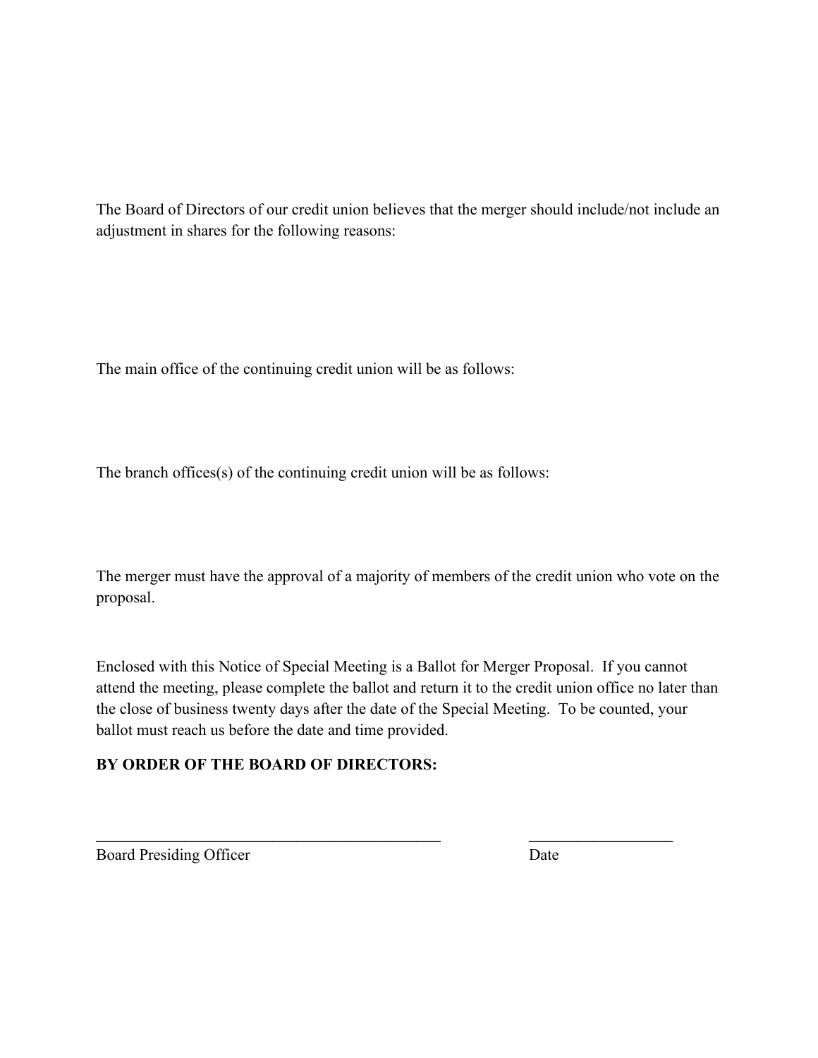The Board of Directors of our credit union believes that the merger should include/not include an adjustment in shares for the following reasons:

The main office of the continuing credit union will be as follows:

The branch offices(s) of the continuing credit union will be as follows:

The merger must have the approval of a majority of members of the credit union who vote on the proposal.

Enclosed with this Notice of Special Meeting is a Ballot for Merger Proposal. If you cannot attend the meeting, please complete the ballot and return it to the credit union office no later than the close of business twenty days after the date of the Special Meeting. To be counted, your ballot must reach us before the date and time provided.

**BY ORDER OF THE BOARD OF DIRECTORS:**

____________________________________________  __________________

Board Presiding Officer  Date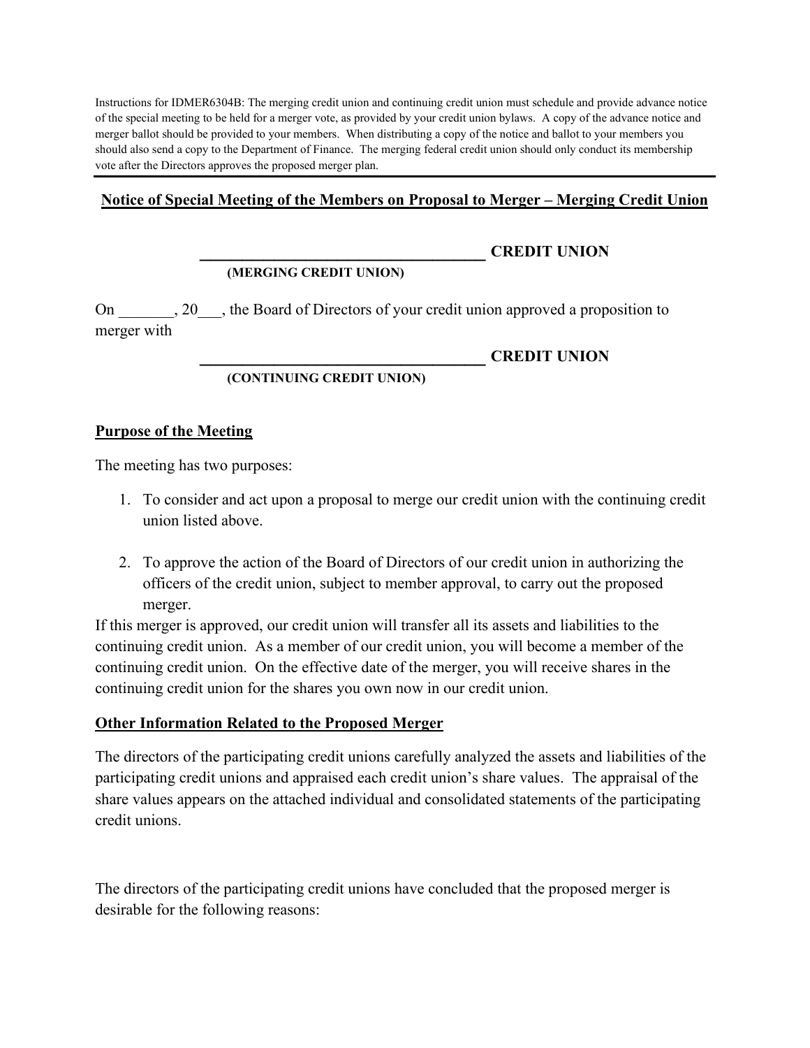Instructions for IDMER6304B: The merging credit union and continuing credit union must schedule and provide advance notice of the special meeting to be held for a merger vote, as provided by your credit union bylaws. A copy of the advance notice and merger ballot should be provided to your members. When distributing a copy of the notice and ballot to your members you should also send a copy to the Department of Finance. The merging federal credit union should only conduct its membership vote after the Directors approves the proposed merger plan.

---

**Notice of Special Meeting of the Members on Proposal to Merger – Merging Credit Union**

**____________________________________ CREDIT UNION**
**(MERGING CREDIT UNION)**

On _______, 20___, the Board of Directors of your credit union approved a proposition to merger with

**____________________________________ CREDIT UNION**
**(CONTINUING CREDIT UNION)**

**Purpose of the Meeting**

The meeting has two purposes:

1. To consider and act upon a proposal to merge our credit union with the continuing credit union listed above.
2. To approve the action of the Board of Directors of our credit union in authorizing the officers of the credit union, subject to member approval, to carry out the proposed merger.

If this merger is approved, our credit union will transfer all its assets and liabilities to the continuing credit union. As a member of our credit union, you will become a member of the continuing credit union. On the effective date of the merger, you will receive shares in the continuing credit union for the shares you own now in our credit union.

**Other Information Related to the Proposed Merger**

The directors of the participating credit unions carefully analyzed the assets and liabilities of the participating credit unions and appraised each credit union's share values. The appraisal of the share values appears on the attached individual and consolidated statements of the participating credit unions.

The directors of the participating credit unions have concluded that the proposed merger is desirable for the following reasons: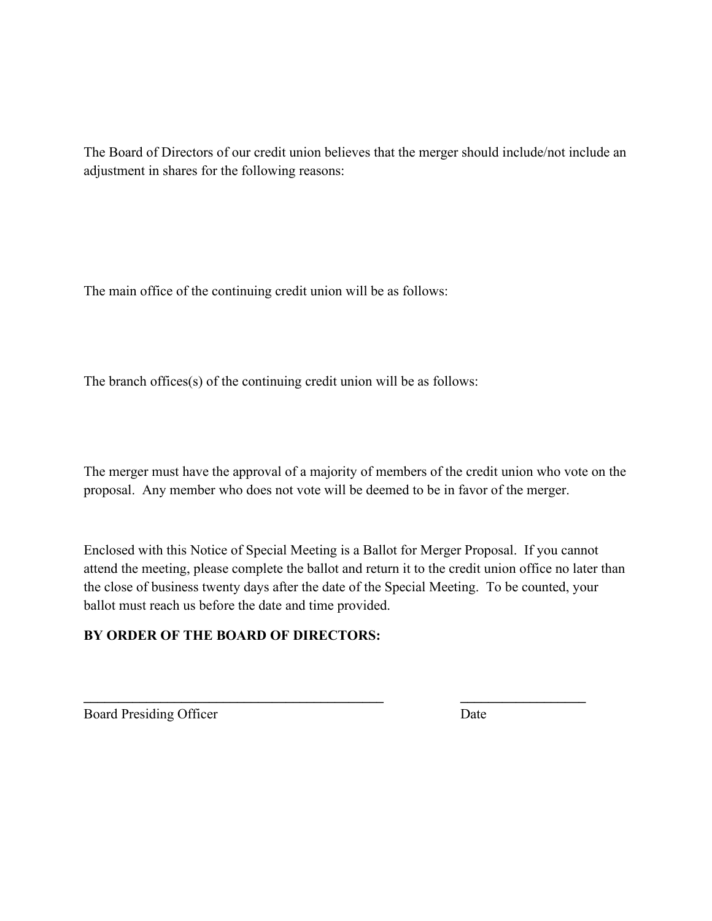The Board of Directors of our credit union believes that the merger should include/not include an adjustment in shares for the following reasons:

The main office of the continuing credit union will be as follows:

The branch offices(s) of the continuing credit union will be as follows:

The merger must have the approval of a majority of members of the credit union who vote on the proposal. Any member who does not vote will be deemed to be in favor of the merger.

Enclosed with this Notice of Special Meeting is a Ballot for Merger Proposal. If you cannot attend the meeting, please complete the ballot and return it to the credit union office no later than the close of business twenty days after the date of the Special Meeting. To be counted, your ballot must reach us before the date and time provided.

**BY ORDER OF THE BOARD OF DIRECTORS:**

_____________________________________________ __________________

Board Presiding Officer Date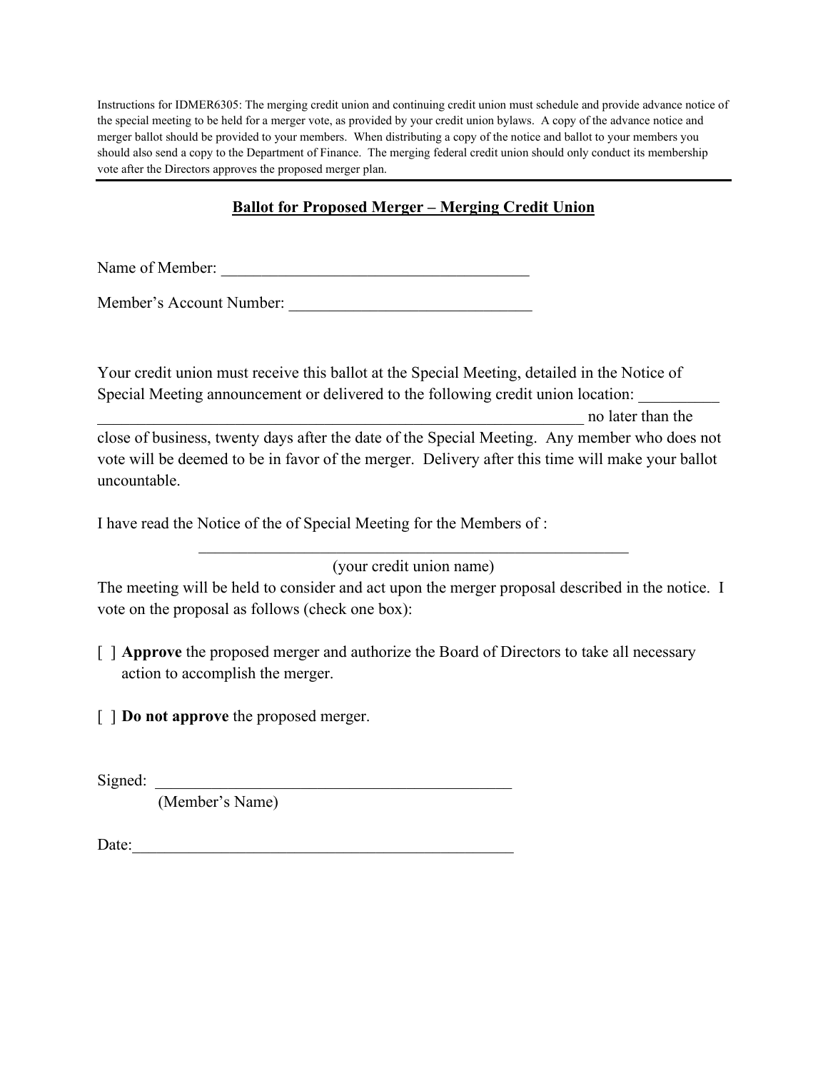Instructions for IDMER6305: The merging credit union and continuing credit union must schedule and provide advance notice of the special meeting to be held for a merger vote, as provided by your credit union bylaws. A copy of the advance notice and merger ballot should be provided to your members. When distributing a copy of the notice and ballot to your members you should also send a copy to the Department of Finance. The merging federal credit union should only conduct its membership vote after the Directors approves the proposed merger plan.

---

## Ballot for Proposed Merger – Merging Credit Union

Name of Member: _______________________________________

Member's Account Number: ______________________________

Your credit union must receive this ballot at the Special Meeting, detailed in the Notice of Special Meeting announcement or delivered to the following credit union location: __________ ______________________________________________________________ no later than the close of business, twenty days after the date of the Special Meeting. Any member who does not vote will be deemed to be in favor of the merger. Delivery after this time will make your ballot uncountable.

I have read the Notice of the of Special Meeting for the Members of :

_______________________________________________________
(your credit union name)

The meeting will be held to consider and act upon the merger proposal described in the notice. I vote on the proposal as follows (check one box):

[ ] **Approve** the proposed merger and authorize the Board of Directors to take all necessary action to accomplish the merger.

[ ] **Do not approve** the proposed merger.

Signed: _____________________________________________
(Member's Name)

Date:_______________________________________________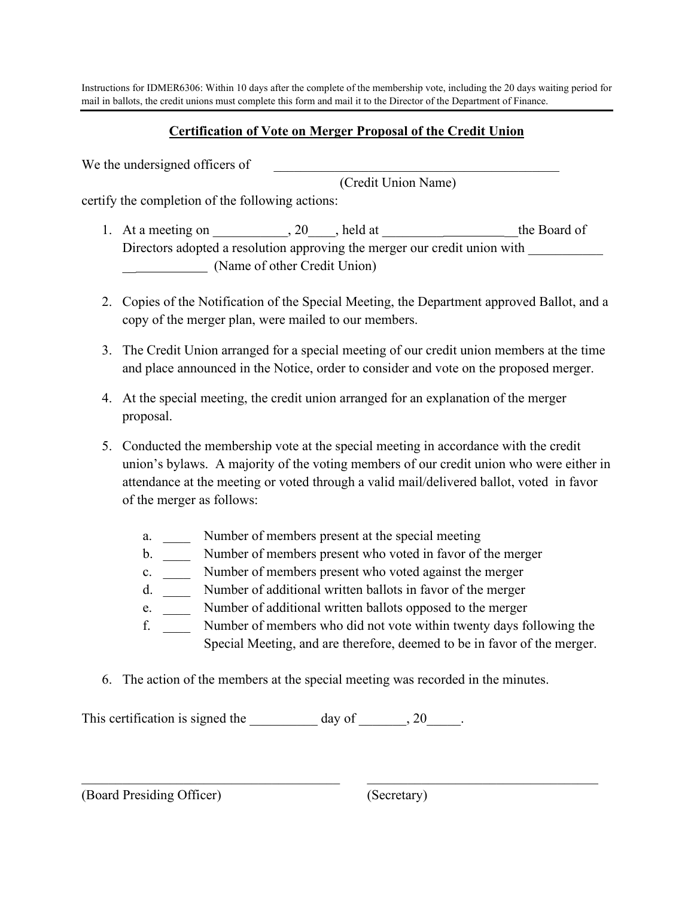Instructions for IDMER6306: Within 10 days after the complete of the membership vote, including the 20 days waiting period for mail in ballots, the credit unions must complete this form and mail it to the Director of the Department of Finance.

---

## Certification of Vote on Merger Proposal of the Credit Union

We the undersigned officers of \_\_\_\_\_\_\_\_\_\_\_\_\_\_\_\_\_\_\_\_\_\_\_\_\_\_\_\_\_\_\_\_\_\_\_\_\_\_\_\_\_\_\_\_
(Credit Union Name)

certify the completion of the following actions:

1. At a meeting on \_\_\_\_\_\_\_\_\_\_\_, 20\_\_\_\_, held at \_\_\_\_\_\_\_\_\_\_\_\_\_\_\_\_\_\_\_\_\_\_the Board of Directors adopted a resolution approving the merger our credit union with \_\_\_\_\_\_\_\_\_\_\_ \_\_\_\_\_\_\_\_\_\_\_\_\_ (Name of other Credit Union)

2. Copies of the Notification of the Special Meeting, the Department approved Ballot, and a copy of the merger plan, were mailed to our members.

3. The Credit Union arranged for a special meeting of our credit union members at the time and place announced in the Notice, order to consider and vote on the proposed merger.

4. At the special meeting, the credit union arranged for an explanation of the merger proposal.

5. Conducted the membership vote at the special meeting in accordance with the credit union's bylaws. A majority of the voting members of our credit union who were either in attendance at the meeting or voted through a valid mail/delivered ballot, voted in favor of the merger as follows:

   a. \_\_\_\_ Number of members present at the special meeting
   b. \_\_\_\_ Number of members present who voted in favor of the merger
   c. \_\_\_\_ Number of members present who voted against the merger
   d. \_\_\_\_ Number of additional written ballots in favor of the merger
   e. \_\_\_\_ Number of additional written ballots opposed to the merger
   f. \_\_\_\_ Number of members who did not vote within twenty days following the Special Meeting, and are therefore, deemed to be in favor of the merger.

6. The action of the members at the special meeting was recorded in the minutes.

This certification is signed the \_\_\_\_\_\_\_\_\_\_ day of \_\_\_\_\_\_\_, 20\_\_\_\_\_.

\_\_\_\_\_\_\_\_\_\_\_\_\_\_\_\_\_\_\_\_\_\_\_\_\_\_\_\_\_\_\_\_\_\_\_\_\_\_\_ \_\_\_\_\_\_\_\_\_\_\_\_\_\_\_\_\_\_\_\_\_\_\_\_\_\_\_\_\_\_\_\_\_\_\_\_\_\_\_
(Board Presiding Officer) (Secretary)